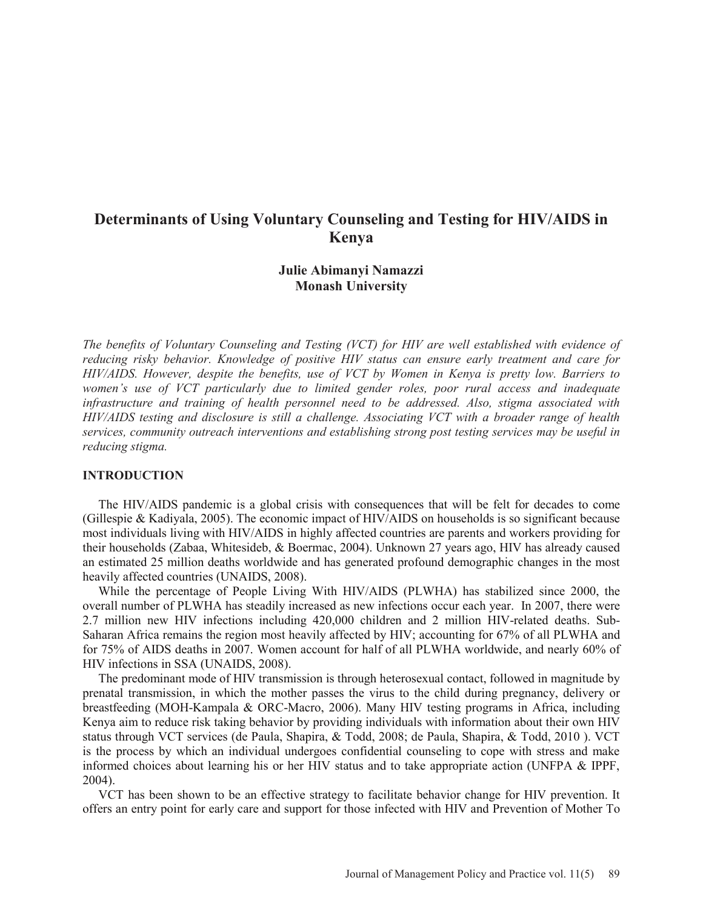# Determinants of Using Voluntary Counseling and Testing for HIV/AIDS in Kenya

**Julie Abimanyi Namazzi**
**Monash University**

*The benefits of Voluntary Counseling and Testing (VCT) for HIV are well established with evidence of reducing risky behavior. Knowledge of positive HIV status can ensure early treatment and care for HIV/AIDS. However, despite the benefits, use of VCT by Women in Kenya is pretty low. Barriers to women's use of VCT particularly due to limited gender roles, poor rural access and inadequate infrastructure and training of health personnel need to be addressed. Also, stigma associated with HIV/AIDS testing and disclosure is still a challenge. Associating VCT with a broader range of health services, community outreach interventions and establishing strong post testing services may be useful in reducing stigma.*

## INTRODUCTION

The HIV/AIDS pandemic is a global crisis with consequences that will be felt for decades to come (Gillespie & Kadiyala, 2005). The economic impact of HIV/AIDS on households is so significant because most individuals living with HIV/AIDS in highly affected countries are parents and workers providing for their households (Zabaa, Whitesideb, & Boermac, 2004). Unknown 27 years ago, HIV has already caused an estimated 25 million deaths worldwide and has generated profound demographic changes in the most heavily affected countries (UNAIDS, 2008).

While the percentage of People Living With HIV/AIDS (PLWHA) has stabilized since 2000, the overall number of PLWHA has steadily increased as new infections occur each year. In 2007, there were 2.7 million new HIV infections including 420,000 children and 2 million HIV-related deaths. Sub-Saharan Africa remains the region most heavily affected by HIV; accounting for 67% of all PLWHA and for 75% of AIDS deaths in 2007. Women account for half of all PLWHA worldwide, and nearly 60% of HIV infections in SSA (UNAIDS, 2008).

The predominant mode of HIV transmission is through heterosexual contact, followed in magnitude by prenatal transmission, in which the mother passes the virus to the child during pregnancy, delivery or breastfeeding (MOH-Kampala & ORC-Macro, 2006). Many HIV testing programs in Africa, including Kenya aim to reduce risk taking behavior by providing individuals with information about their own HIV status through VCT services (de Paula, Shapira, & Todd, 2008; de Paula, Shapira, & Todd, 2010 ). VCT is the process by which an individual undergoes confidential counseling to cope with stress and make informed choices about learning his or her HIV status and to take appropriate action (UNFPA & IPPF, 2004).

VCT has been shown to be an effective strategy to facilitate behavior change for HIV prevention. It offers an entry point for early care and support for those infected with HIV and Prevention of Mother To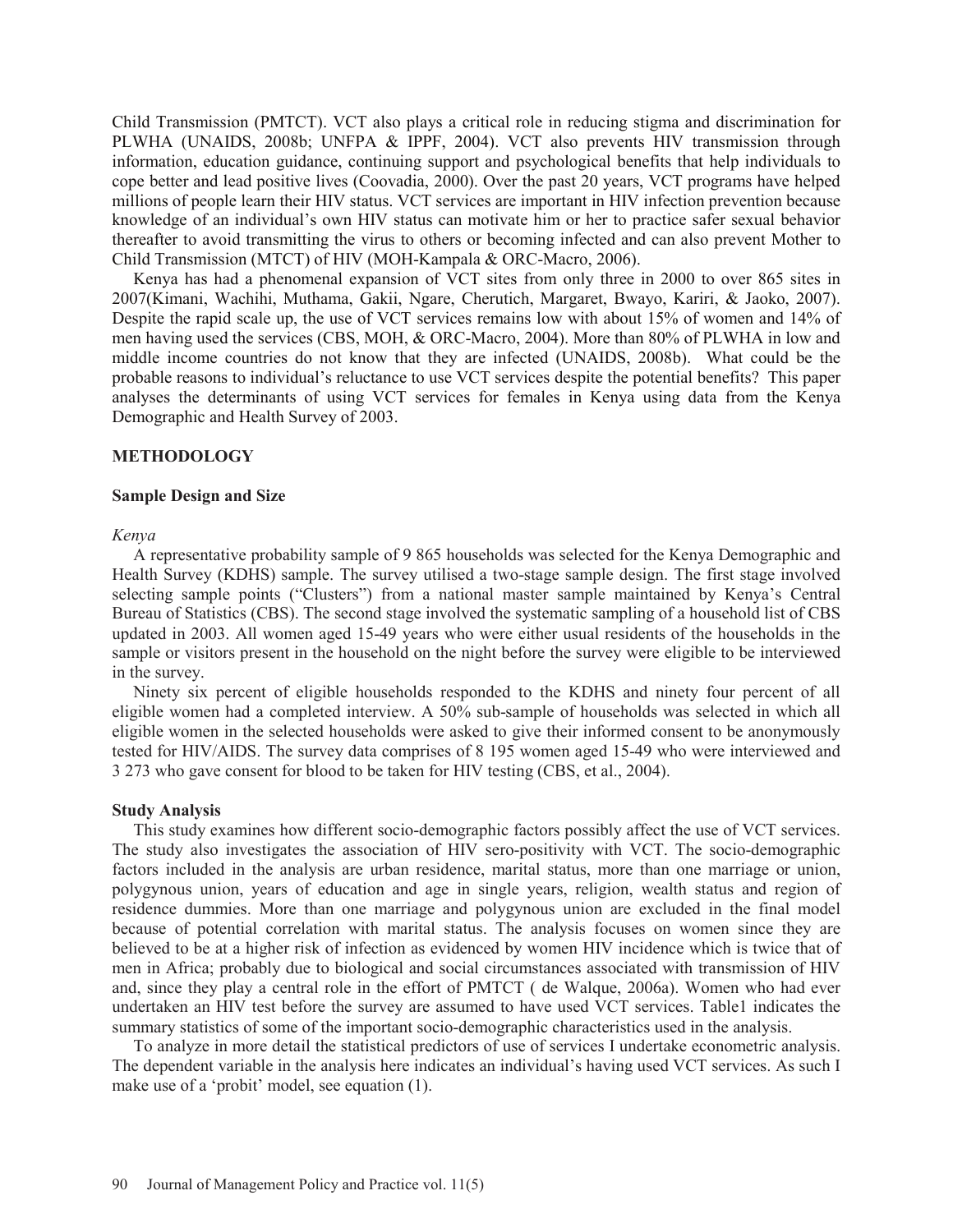Child Transmission (PMTCT). VCT also plays a critical role in reducing stigma and discrimination for PLWHA (UNAIDS, 2008b; UNFPA & IPPF, 2004). VCT also prevents HIV transmission through information, education guidance, continuing support and psychological benefits that help individuals to cope better and lead positive lives (Coovadia, 2000). Over the past 20 years, VCT programs have helped millions of people learn their HIV status. VCT services are important in HIV infection prevention because knowledge of an individual's own HIV status can motivate him or her to practice safer sexual behavior thereafter to avoid transmitting the virus to others or becoming infected and can also prevent Mother to Child Transmission (MTCT) of HIV (MOH-Kampala & ORC-Macro, 2006).

Kenya has had a phenomenal expansion of VCT sites from only three in 2000 to over 865 sites in 2007(Kimani, Wachihi, Muthama, Gakii, Ngare, Cherutich, Margaret, Bwayo, Kariri, & Jaoko, 2007). Despite the rapid scale up, the use of VCT services remains low with about 15% of women and 14% of men having used the services (CBS, MOH, & ORC-Macro, 2004). More than 80% of PLWHA in low and middle income countries do not know that they are infected (UNAIDS, 2008b). What could be the probable reasons to individual's reluctance to use VCT services despite the potential benefits? This paper analyses the determinants of using VCT services for females in Kenya using data from the Kenya Demographic and Health Survey of 2003.

## METHODOLOGY

### Sample Design and Size

*Kenya*

A representative probability sample of 9 865 households was selected for the Kenya Demographic and Health Survey (KDHS) sample. The survey utilised a two-stage sample design. The first stage involved selecting sample points ("Clusters") from a national master sample maintained by Kenya's Central Bureau of Statistics (CBS). The second stage involved the systematic sampling of a household list of CBS updated in 2003. All women aged 15-49 years who were either usual residents of the households in the sample or visitors present in the household on the night before the survey were eligible to be interviewed in the survey.

Ninety six percent of eligible households responded to the KDHS and ninety four percent of all eligible women had a completed interview. A 50% sub-sample of households was selected in which all eligible women in the selected households were asked to give their informed consent to be anonymously tested for HIV/AIDS. The survey data comprises of 8 195 women aged 15-49 who were interviewed and 3 273 who gave consent for blood to be taken for HIV testing (CBS, et al., 2004).

### Study Analysis

This study examines how different socio-demographic factors possibly affect the use of VCT services. The study also investigates the association of HIV sero-positivity with VCT. The socio-demographic factors included in the analysis are urban residence, marital status, more than one marriage or union, polygynous union, years of education and age in single years, religion, wealth status and region of residence dummies. More than one marriage and polygynous union are excluded in the final model because of potential correlation with marital status. The analysis focuses on women since they are believed to be at a higher risk of infection as evidenced by women HIV incidence which is twice that of men in Africa; probably due to biological and social circumstances associated with transmission of HIV and, since they play a central role in the effort of PMTCT ( de Walque, 2006a). Women who had ever undertaken an HIV test before the survey are assumed to have used VCT services. Table1 indicates the summary statistics of some of the important socio-demographic characteristics used in the analysis.

To analyze in more detail the statistical predictors of use of services I undertake econometric analysis. The dependent variable in the analysis here indicates an individual's having used VCT services. As such I make use of a 'probit' model, see equation (1).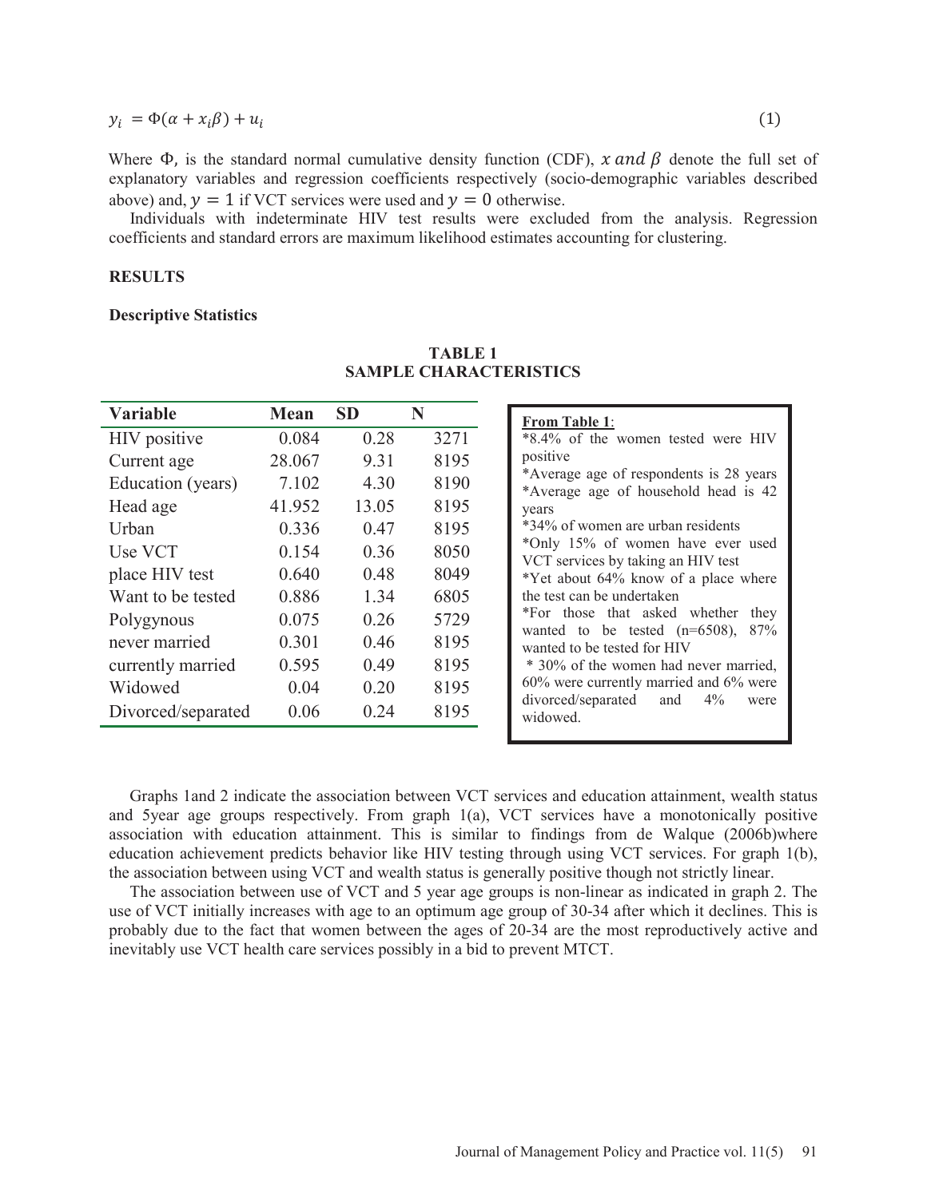$$y_i = \Phi(\alpha + x_i\beta) + u_i \tag{1}$$

Where $\Phi$, is the standard normal cumulative density function (CDF), $x$ *and* $\beta$ denote the full set of explanatory variables and regression coefficients respectively (socio-demographic variables described above) and, $y = 1$ if VCT services were used and $y = 0$ otherwise.

Individuals with indeterminate HIV test results were excluded from the analysis. Regression coefficients and standard errors are maximum likelihood estimates accounting for clustering.

## RESULTS

### Descriptive Statistics

**TABLE 1**
**SAMPLE CHARACTERISTICS**

| Variable | Mean | SD | N |
|---|---|---|---|
| HIV positive | 0.084 | 0.28 | 3271 |
| Current age | 28.067 | 9.31 | 8195 |
| Education (years) | 7.102 | 4.30 | 8190 |
| Head age | 41.952 | 13.05 | 8195 |
| Urban | 0.336 | 0.47 | 8195 |
| Use VCT | 0.154 | 0.36 | 8050 |
| place HIV test | 0.640 | 0.48 | 8049 |
| Want to be tested | 0.886 | 1.34 | 6805 |
| Polygynous | 0.075 | 0.26 | 5729 |
| never married | 0.301 | 0.46 | 8195 |
| currently married | 0.595 | 0.49 | 8195 |
| Widowed | 0.04 | 0.20 | 8195 |
| Divorced/separated | 0.06 | 0.24 | 8195 |

**From Table 1**:
*8.4% of the women tested were HIV positive
*Average age of respondents is 28 years
*Average age of household head is 42 years
*34% of women are urban residents
*Only 15% of women have ever used VCT services by taking an HIV test
*Yet about 64% know of a place where the test can be undertaken
*For those that asked whether they wanted to be tested (n=6508), 87% wanted to be tested for HIV
* 30% of the women had never married, 60% were currently married and 6% were divorced/separated and 4% were widowed.

Graphs 1and 2 indicate the association between VCT services and education attainment, wealth status and 5year age groups respectively. From graph 1(a), VCT services have a monotonically positive association with education attainment. This is similar to findings from de Walque (2006b)where education achievement predicts behavior like HIV testing through using VCT services. For graph 1(b), the association between using VCT and wealth status is generally positive though not strictly linear.

The association between use of VCT and 5 year age groups is non-linear as indicated in graph 2. The use of VCT initially increases with age to an optimum age group of 30-34 after which it declines. This is probably due to the fact that women between the ages of 20-34 are the most reproductively active and inevitably use VCT health care services possibly in a bid to prevent MTCT.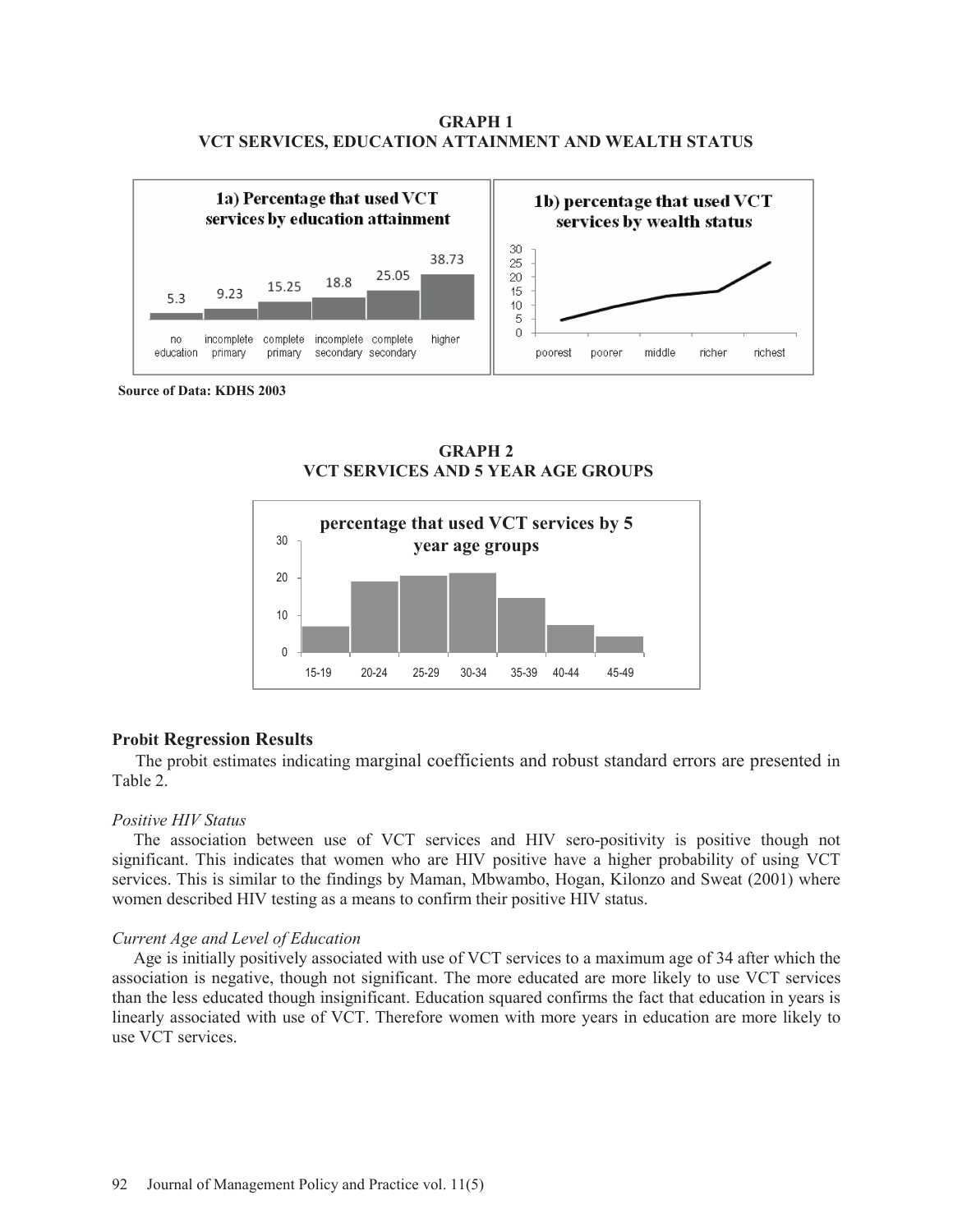**GRAPH 1**
**VCT SERVICES, EDUCATION ATTAINMENT AND WEALTH STATUS**

**1a) Percentage that used VCT services by education attainment**

| no education | incomplete primary | complete primary | incomplete secondary | complete secondary | higher |
|---|---|---|---|---|---|
| 5.3 | 9.23 | 15.25 | 18.8 | 25.05 | 38.73 |

**1b) percentage that used VCT services by wealth status**

(Line chart; x-axis: poorest, poorer, middle, richer, richest; y-axis: 0–30)

**Source of Data: KDHS 2003**

**GRAPH 2**
**VCT SERVICES AND 5 YEAR AGE GROUPS**

**percentage that used VCT services by 5 year age groups**

(Bar chart; x-axis: 15-19, 20-24, 25-29, 30-34, 35-39, 40-44, 45-49; y-axis: 0–30)

## Probit Regression Results

The probit estimates indicating marginal coefficients and robust standard errors are presented in Table 2.

*Positive HIV Status*

The association between use of VCT services and HIV sero-positivity is positive though not significant. This indicates that women who are HIV positive have a higher probability of using VCT services. This is similar to the findings by Maman, Mbwambo, Hogan, Kilonzo and Sweat (2001) where women described HIV testing as a means to confirm their positive HIV status.

*Current Age and Level of Education*

Age is initially positively associated with use of VCT services to a maximum age of 34 after which the association is negative, though not significant. The more educated are more likely to use VCT services than the less educated though insignificant. Education squared confirms the fact that education in years is linearly associated with use of VCT. Therefore women with more years in education are more likely to use VCT services.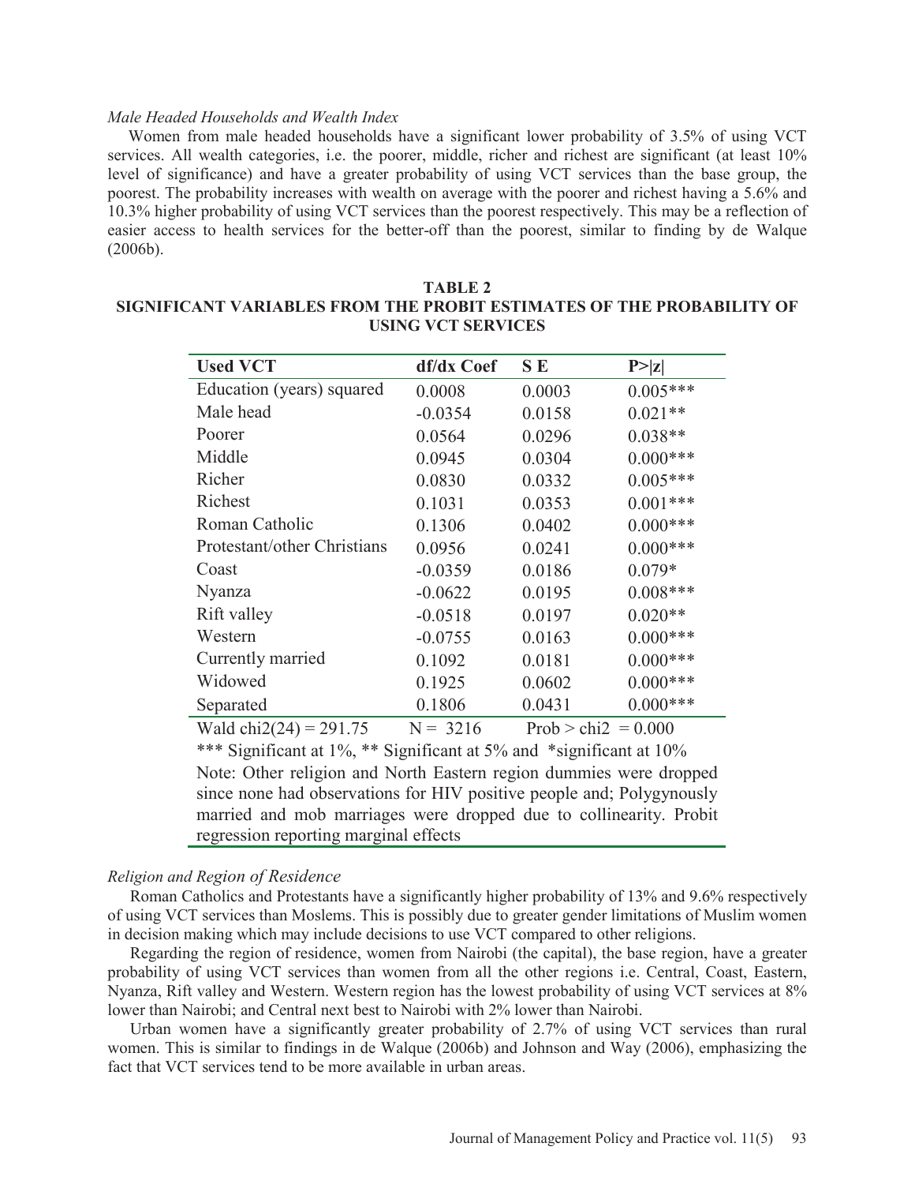*Male Headed Households and Wealth Index*

Women from male headed households have a significant lower probability of 3.5% of using VCT services. All wealth categories, i.e. the poorer, middle, richer and richest are significant (at least 10% level of significance) and have a greater probability of using VCT services than the base group, the poorest. The probability increases with wealth on average with the poorer and richest having a 5.6% and 10.3% higher probability of using VCT services than the poorest respectively. This may be a reflection of easier access to health services for the better-off than the poorest, similar to finding by de Walque (2006b).

**TABLE 2**
**SIGNIFICANT VARIABLES FROM THE PROBIT ESTIMATES OF THE PROBABILITY OF USING VCT SERVICES**

| Used VCT | df/dx Coef | S E | P>\|z\| |
|---|---|---|---|
| Education (years) squared | 0.0008 | 0.0003 | 0.005*** |
| Male head | -0.0354 | 0.0158 | 0.021** |
| Poorer | 0.0564 | 0.0296 | 0.038** |
| Middle | 0.0945 | 0.0304 | 0.000*** |
| Richer | 0.0830 | 0.0332 | 0.005*** |
| Richest | 0.1031 | 0.0353 | 0.001*** |
| Roman Catholic | 0.1306 | 0.0402 | 0.000*** |
| Protestant/other Christians | 0.0956 | 0.0241 | 0.000*** |
| Coast | -0.0359 | 0.0186 | 0.079* |
| Nyanza | -0.0622 | 0.0195 | 0.008*** |
| Rift valley | -0.0518 | 0.0197 | 0.020** |
| Western | -0.0755 | 0.0163 | 0.000*** |
| Currently married | 0.1092 | 0.0181 | 0.000*** |
| Widowed | 0.1925 | 0.0602 | 0.000*** |
| Separated | 0.1806 | 0.0431 | 0.000*** |
| Wald chi2(24) = 291.75 | N = 3216 | Prob > chi2 = 0.000 | |

*** Significant at 1%, ** Significant at 5% and *significant at 10%

Note: Other religion and North Eastern region dummies were dropped since none had observations for HIV positive people and; Polygynously married and mob marriages were dropped due to collinearity. Probit regression reporting marginal effects

*Religion and Region of Residence*

Roman Catholics and Protestants have a significantly higher probability of 13% and 9.6% respectively of using VCT services than Moslems. This is possibly due to greater gender limitations of Muslim women in decision making which may include decisions to use VCT compared to other religions.

Regarding the region of residence, women from Nairobi (the capital), the base region, have a greater probability of using VCT services than women from all the other regions i.e. Central, Coast, Eastern, Nyanza, Rift valley and Western. Western region has the lowest probability of using VCT services at 8% lower than Nairobi; and Central next best to Nairobi with 2% lower than Nairobi.

Urban women have a significantly greater probability of 2.7% of using VCT services than rural women. This is similar to findings in de Walque (2006b) and Johnson and Way (2006), emphasizing the fact that VCT services tend to be more available in urban areas.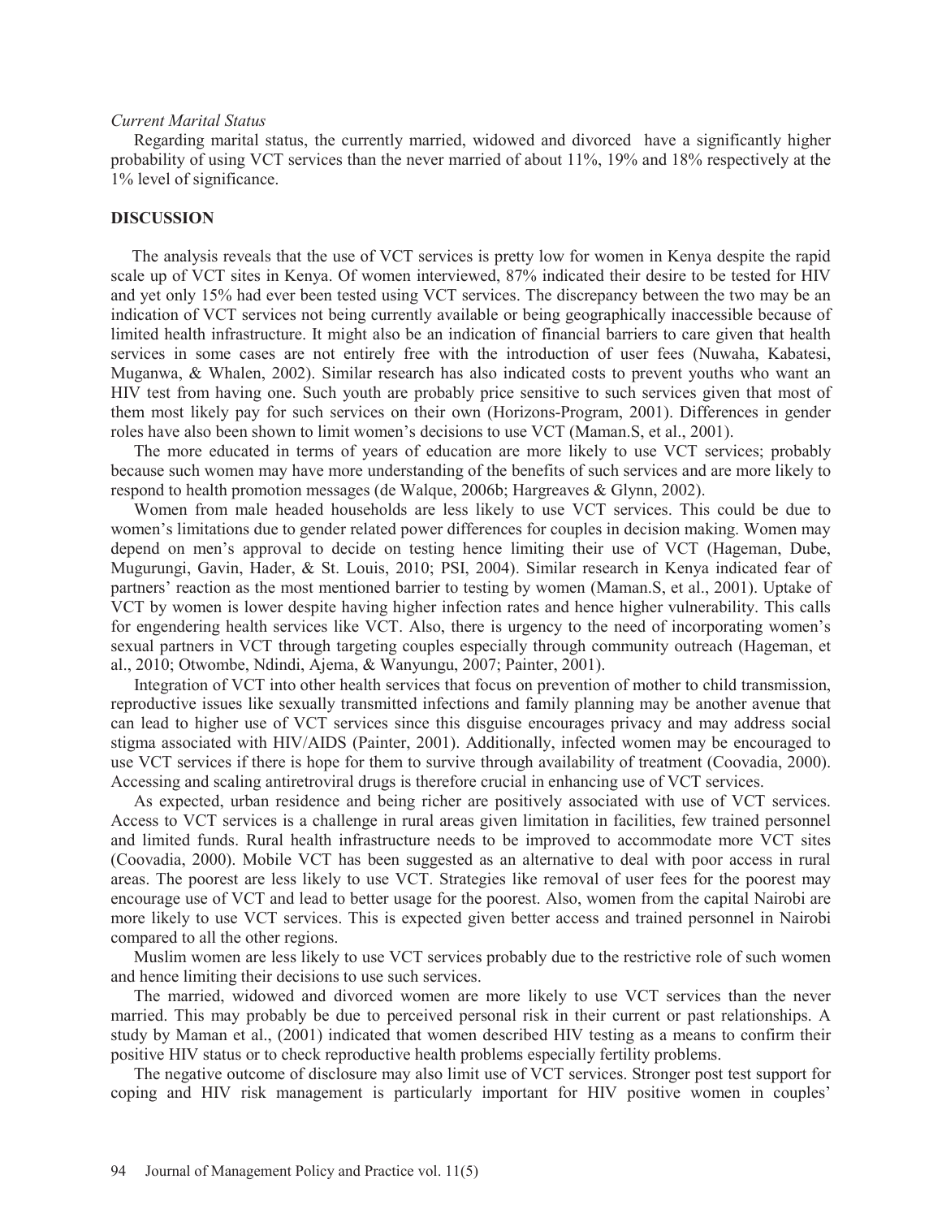*Current Marital Status*

Regarding marital status, the currently married, widowed and divorced have a significantly higher probability of using VCT services than the never married of about 11%, 19% and 18% respectively at the 1% level of significance.

## DISCUSSION

The analysis reveals that the use of VCT services is pretty low for women in Kenya despite the rapid scale up of VCT sites in Kenya. Of women interviewed, 87% indicated their desire to be tested for HIV and yet only 15% had ever been tested using VCT services. The discrepancy between the two may be an indication of VCT services not being currently available or being geographically inaccessible because of limited health infrastructure. It might also be an indication of financial barriers to care given that health services in some cases are not entirely free with the introduction of user fees (Nuwaha, Kabatesi, Muganwa, & Whalen, 2002). Similar research has also indicated costs to prevent youths who want an HIV test from having one. Such youth are probably price sensitive to such services given that most of them most likely pay for such services on their own (Horizons-Program, 2001). Differences in gender roles have also been shown to limit women's decisions to use VCT (Maman.S, et al., 2001).

The more educated in terms of years of education are more likely to use VCT services; probably because such women may have more understanding of the benefits of such services and are more likely to respond to health promotion messages (de Walque, 2006b; Hargreaves & Glynn, 2002).

Women from male headed households are less likely to use VCT services. This could be due to women's limitations due to gender related power differences for couples in decision making. Women may depend on men's approval to decide on testing hence limiting their use of VCT (Hageman, Dube, Mugurungi, Gavin, Hader, & St. Louis, 2010; PSI, 2004). Similar research in Kenya indicated fear of partners' reaction as the most mentioned barrier to testing by women (Maman.S, et al., 2001). Uptake of VCT by women is lower despite having higher infection rates and hence higher vulnerability. This calls for engendering health services like VCT. Also, there is urgency to the need of incorporating women's sexual partners in VCT through targeting couples especially through community outreach (Hageman, et al., 2010; Otwombe, Ndindi, Ajema, & Wanyungu, 2007; Painter, 2001).

Integration of VCT into other health services that focus on prevention of mother to child transmission, reproductive issues like sexually transmitted infections and family planning may be another avenue that can lead to higher use of VCT services since this disguise encourages privacy and may address social stigma associated with HIV/AIDS (Painter, 2001). Additionally, infected women may be encouraged to use VCT services if there is hope for them to survive through availability of treatment (Coovadia, 2000). Accessing and scaling antiretroviral drugs is therefore crucial in enhancing use of VCT services.

As expected, urban residence and being richer are positively associated with use of VCT services. Access to VCT services is a challenge in rural areas given limitation in facilities, few trained personnel and limited funds. Rural health infrastructure needs to be improved to accommodate more VCT sites (Coovadia, 2000). Mobile VCT has been suggested as an alternative to deal with poor access in rural areas. The poorest are less likely to use VCT. Strategies like removal of user fees for the poorest may encourage use of VCT and lead to better usage for the poorest. Also, women from the capital Nairobi are more likely to use VCT services. This is expected given better access and trained personnel in Nairobi compared to all the other regions.

Muslim women are less likely to use VCT services probably due to the restrictive role of such women and hence limiting their decisions to use such services.

The married, widowed and divorced women are more likely to use VCT services than the never married. This may probably be due to perceived personal risk in their current or past relationships. A study by Maman et al., (2001) indicated that women described HIV testing as a means to confirm their positive HIV status or to check reproductive health problems especially fertility problems.

The negative outcome of disclosure may also limit use of VCT services. Stronger post test support for coping and HIV risk management is particularly important for HIV positive women in couples'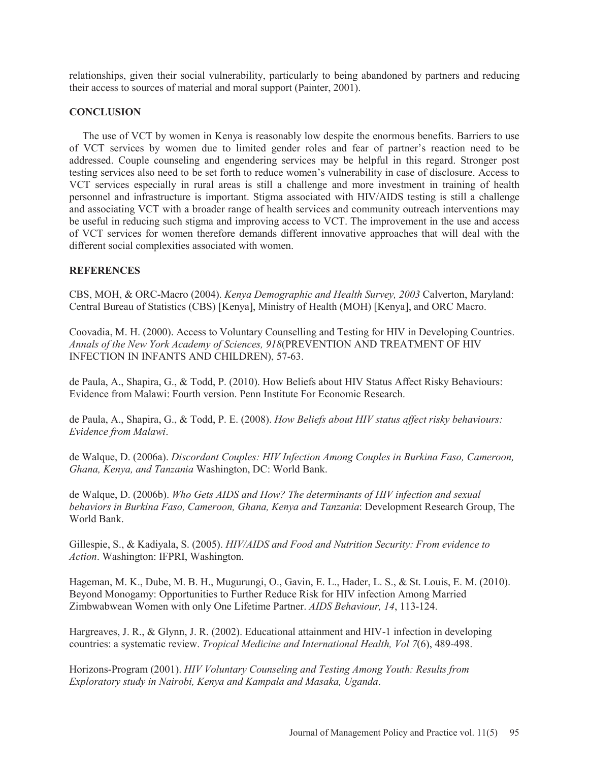relationships, given their social vulnerability, particularly to being abandoned by partners and reducing their access to sources of material and moral support (Painter, 2001).

## CONCLUSION

The use of VCT by women in Kenya is reasonably low despite the enormous benefits. Barriers to use of VCT services by women due to limited gender roles and fear of partner's reaction need to be addressed. Couple counseling and engendering services may be helpful in this regard. Stronger post testing services also need to be set forth to reduce women's vulnerability in case of disclosure. Access to VCT services especially in rural areas is still a challenge and more investment in training of health personnel and infrastructure is important. Stigma associated with HIV/AIDS testing is still a challenge and associating VCT with a broader range of health services and community outreach interventions may be useful in reducing such stigma and improving access to VCT. The improvement in the use and access of VCT services for women therefore demands different innovative approaches that will deal with the different social complexities associated with women.

## REFERENCES

CBS, MOH, & ORC-Macro (2004). *Kenya Demographic and Health Survey, 2003* Calverton, Maryland: Central Bureau of Statistics (CBS) [Kenya], Ministry of Health (MOH) [Kenya], and ORC Macro.

Coovadia, M. H. (2000). Access to Voluntary Counselling and Testing for HIV in Developing Countries. *Annals of the New York Academy of Sciences, 918*(PREVENTION AND TREATMENT OF HIV INFECTION IN INFANTS AND CHILDREN), 57-63.

de Paula, A., Shapira, G., & Todd, P. (2010). How Beliefs about HIV Status Affect Risky Behaviours: Evidence from Malawi: Fourth version. Penn Institute For Economic Research.

de Paula, A., Shapira, G., & Todd, P. E. (2008). *How Beliefs about HIV status affect risky behaviours: Evidence from Malawi*.

de Walque, D. (2006a). *Discordant Couples: HIV Infection Among Couples in Burkina Faso, Cameroon, Ghana, Kenya, and Tanzania* Washington, DC: World Bank.

de Walque, D. (2006b). *Who Gets AIDS and How? The determinants of HIV infection and sexual behaviors in Burkina Faso, Cameroon, Ghana, Kenya and Tanzania*: Development Research Group, The World Bank.

Gillespie, S., & Kadiyala, S. (2005). *HIV/AIDS and Food and Nutrition Security: From evidence to Action*. Washington: IFPRI, Washington.

Hageman, M. K., Dube, M. B. H., Mugurungi, O., Gavin, E. L., Hader, L. S., & St. Louis, E. M. (2010). Beyond Monogamy: Opportunities to Further Reduce Risk for HIV infection Among Married Zimbabwean Women with only One Lifetime Partner. *AIDS Behaviour, 14*, 113-124.

Hargreaves, J. R., & Glynn, J. R. (2002). Educational attainment and HIV-1 infection in developing countries: a systematic review. *Tropical Medicine and International Health, Vol 7*(6), 489-498.

Horizons-Program (2001). *HIV Voluntary Counseling and Testing Among Youth: Results from Exploratory study in Nairobi, Kenya and Kampala and Masaka, Uganda*.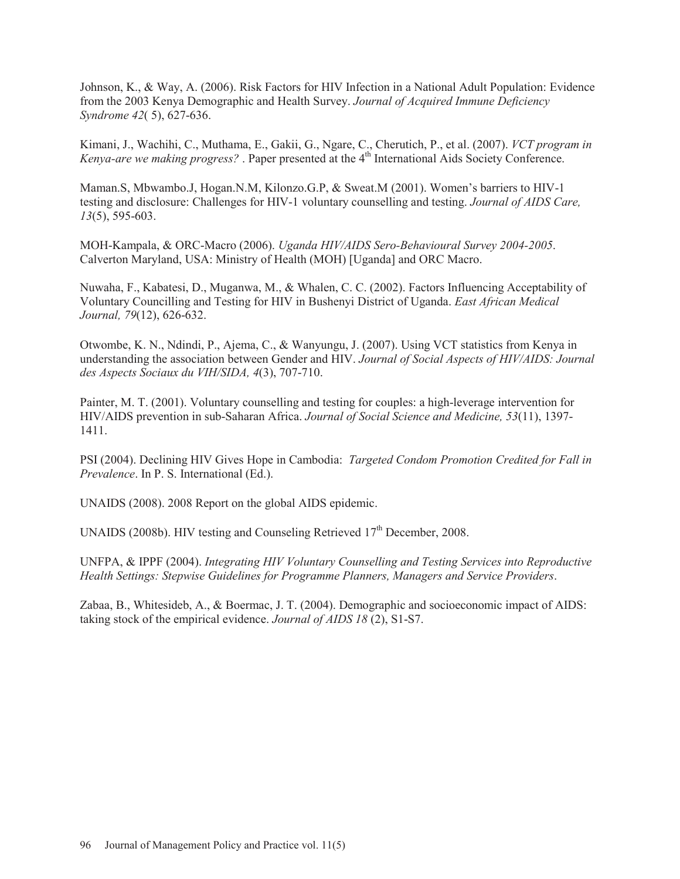Johnson, K., & Way, A. (2006). Risk Factors for HIV Infection in a National Adult Population: Evidence from the 2003 Kenya Demographic and Health Survey. *Journal of Acquired Immune Deficiency Syndrome 42*( 5), 627-636.

Kimani, J., Wachihi, C., Muthama, E., Gakii, G., Ngare, C., Cherutich, P., et al. (2007). *VCT program in Kenya-are we making progress?* . Paper presented at the 4th International Aids Society Conference.

Maman.S, Mbwambo.J, Hogan.N.M, Kilonzo.G.P, & Sweat.M (2001). Women's barriers to HIV-1 testing and disclosure: Challenges for HIV-1 voluntary counselling and testing. *Journal of AIDS Care, 13*(5), 595-603.

MOH-Kampala, & ORC-Macro (2006). *Uganda HIV/AIDS Sero-Behavioural Survey 2004-2005*. Calverton Maryland, USA: Ministry of Health (MOH) [Uganda] and ORC Macro.

Nuwaha, F., Kabatesi, D., Muganwa, M., & Whalen, C. C. (2002). Factors Influencing Acceptability of Voluntary Councilling and Testing for HIV in Bushenyi District of Uganda. *East African Medical Journal, 79*(12), 626-632.

Otwombe, K. N., Ndindi, P., Ajema, C., & Wanyungu, J. (2007). Using VCT statistics from Kenya in understanding the association between Gender and HIV. *Journal of Social Aspects of HIV/AIDS: Journal des Aspects Sociaux du VIH/SIDA, 4*(3), 707-710.

Painter, M. T. (2001). Voluntary counselling and testing for couples: a high-leverage intervention for HIV/AIDS prevention in sub-Saharan Africa. *Journal of Social Science and Medicine, 53*(11), 1397-1411.

PSI (2004). Declining HIV Gives Hope in Cambodia: *Targeted Condom Promotion Credited for Fall in Prevalence*. In P. S. International (Ed.).

UNAIDS (2008). 2008 Report on the global AIDS epidemic.

UNAIDS (2008b). HIV testing and Counseling Retrieved 17th December, 2008.

UNFPA, & IPPF (2004). *Integrating HIV Voluntary Counselling and Testing Services into Reproductive Health Settings: Stepwise Guidelines for Programme Planners, Managers and Service Providers*.

Zabaa, B., Whitesideb, A., & Boermac, J. T. (2004). Demographic and socioeconomic impact of AIDS: taking stock of the empirical evidence. *Journal of AIDS 18* (2), S1-S7.